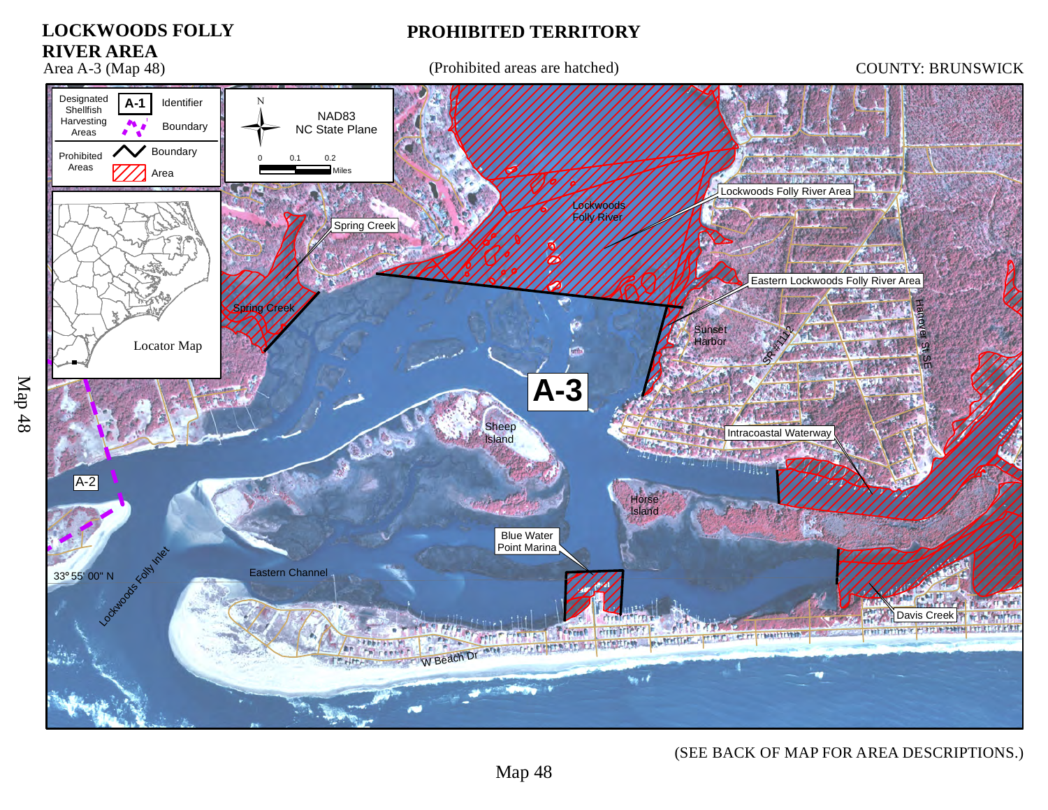# LOCKWOODS FOLLY RIVER AREA

Area A-3 (Map 48)

## PROHIBITED TERRITORY

(Prohibited areas are hatched)

COUNTY: BRUNSWICK

Designated Shellfish Harvesting Areas — A-1 Identifier; Boundary

Prohibited Areas — Boundary; Area

N

NAD83
NC State Plane

0 0.1 0.2 Miles

Locator Map

Spring Creek

Lockwoods Folly River

Lockwoods Folly River Area

Eastern Lockwoods Folly River Area

Sunset Harbor

SR #1112

Hanover St SE

A-3

Sheep Island

Intracoastal Waterway

A-2

Horse Island

Blue Water Point Marina

33° 55' 00" N

Eastern Channel

Lockwoods Folly Inlet

Davis Creek

W Beach Dr

Map 48

(SEE BACK OF MAP FOR AREA DESCRIPTIONS.)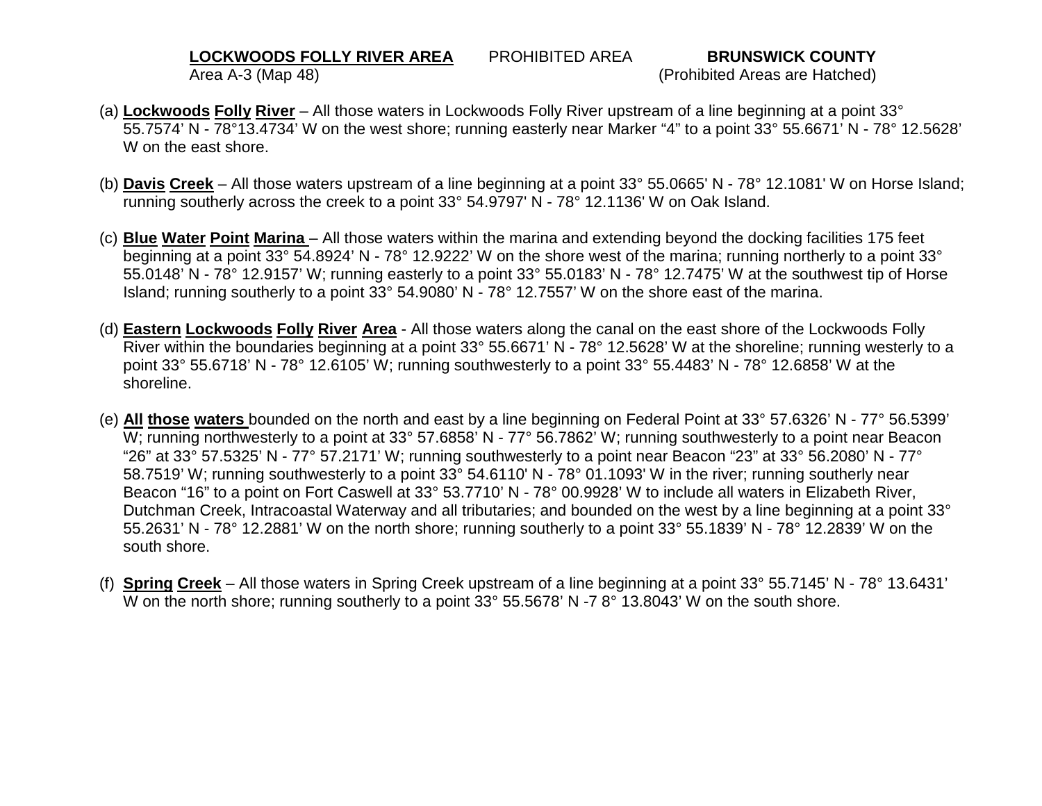**LOCKWOODS FOLLY RIVER AREA** PROHIBITED AREA **BRUNSWICK COUNTY**
Area A-3 (Map 48) (Prohibited Areas are Hatched)

(a) **Lockwoods Folly River** – All those waters in Lockwoods Folly River upstream of a line beginning at a point 33° 55.7574' N - 78°13.4734' W on the west shore; running easterly near Marker "4" to a point 33° 55.6671' N - 78° 12.5628' W on the east shore.

(b) **Davis Creek** – All those waters upstream of a line beginning at a point 33° 55.0665' N - 78° 12.1081' W on Horse Island; running southerly across the creek to a point 33° 54.9797' N - 78° 12.1136' W on Oak Island.

(c) **Blue Water Point Marina** – All those waters within the marina and extending beyond the docking facilities 175 feet beginning at a point 33° 54.8924' N - 78° 12.9222' W on the shore west of the marina; running northerly to a point 33° 55.0148' N - 78° 12.9157' W; running easterly to a point 33° 55.0183' N - 78° 12.7475' W at the southwest tip of Horse Island; running southerly to a point 33° 54.9080' N - 78° 12.7557' W on the shore east of the marina.

(d) **Eastern Lockwoods Folly River Area** - All those waters along the canal on the east shore of the Lockwoods Folly River within the boundaries beginning at a point 33° 55.6671' N - 78° 12.5628' W at the shoreline; running westerly to a point 33° 55.6718' N - 78° 12.6105' W; running southwesterly to a point 33° 55.4483' N - 78° 12.6858' W at the shoreline.

(e) **All those waters** bounded on the north and east by a line beginning on Federal Point at 33° 57.6326' N - 77° 56.5399' W; running northwesterly to a point at 33° 57.6858' N - 77° 56.7862' W; running southwesterly to a point near Beacon "26" at 33° 57.5325' N - 77° 57.2171' W; running southwesterly to a point near Beacon "23" at 33° 56.2080' N - 77° 58.7519' W; running southwesterly to a point 33° 54.6110' N - 78° 01.1093' W in the river; running southerly near Beacon "16" to a point on Fort Caswell at 33° 53.7710' N - 78° 00.9928' W to include all waters in Elizabeth River, Dutchman Creek, Intracoastal Waterway and all tributaries; and bounded on the west by a line beginning at a point 33° 55.2631' N - 78° 12.2881' W on the north shore; running southerly to a point 33° 55.1839' N - 78° 12.2839' W on the south shore.

(f) **Spring Creek** – All those waters in Spring Creek upstream of a line beginning at a point 33° 55.7145' N - 78° 13.6431' W on the north shore; running southerly to a point 33° 55.5678' N -7 8° 13.8043' W on the south shore.